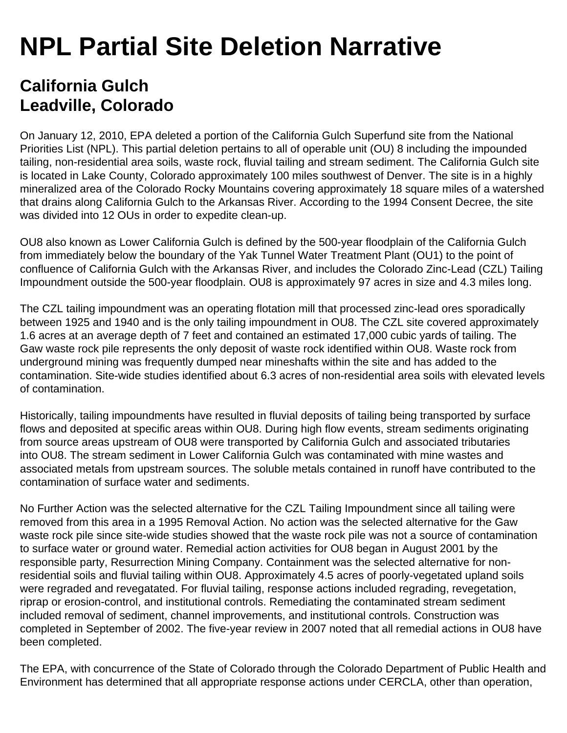# NPL Partial Site Deletion Narrative

## California Gulch
## Leadville, Colorado

On January 12, 2010, EPA deleted a portion of the California Gulch Superfund site from the National Priorities List (NPL). This partial deletion pertains to all of operable unit (OU) 8 including the impounded tailing, non-residential area soils, waste rock, fluvial tailing and stream sediment. The California Gulch site is located in Lake County, Colorado approximately 100 miles southwest of Denver. The site is in a highly mineralized area of the Colorado Rocky Mountains covering approximately 18 square miles of a watershed that drains along California Gulch to the Arkansas River. According to the 1994 Consent Decree, the site was divided into 12 OUs in order to expedite clean-up.

OU8 also known as Lower California Gulch is defined by the 500-year floodplain of the California Gulch from immediately below the boundary of the Yak Tunnel Water Treatment Plant (OU1) to the point of confluence of California Gulch with the Arkansas River, and includes the Colorado Zinc-Lead (CZL) Tailing Impoundment outside the 500-year floodplain. OU8 is approximately 97 acres in size and 4.3 miles long.

The CZL tailing impoundment was an operating flotation mill that processed zinc-lead ores sporadically between 1925 and 1940 and is the only tailing impoundment in OU8. The CZL site covered approximately 1.6 acres at an average depth of 7 feet and contained an estimated 17,000 cubic yards of tailing. The Gaw waste rock pile represents the only deposit of waste rock identified within OU8. Waste rock from underground mining was frequently dumped near mineshafts within the site and has added to the contamination. Site-wide studies identified about 6.3 acres of non-residential area soils with elevated levels of contamination.

Historically, tailing impoundments have resulted in fluvial deposits of tailing being transported by surface flows and deposited at specific areas within OU8. During high flow events, stream sediments originating from source areas upstream of OU8 were transported by California Gulch and associated tributaries into OU8. The stream sediment in Lower California Gulch was contaminated with mine wastes and associated metals from upstream sources. The soluble metals contained in runoff have contributed to the contamination of surface water and sediments.

No Further Action was the selected alternative for the CZL Tailing Impoundment since all tailing were removed from this area in a 1995 Removal Action. No action was the selected alternative for the Gaw waste rock pile since site-wide studies showed that the waste rock pile was not a source of contamination to surface water or ground water. Remedial action activities for OU8 began in August 2001 by the responsible party, Resurrection Mining Company. Containment was the selected alternative for non-residential soils and fluvial tailing within OU8. Approximately 4.5 acres of poorly-vegetated upland soils were regraded and revegatated. For fluvial tailing, response actions included regrading, revegetation, riprap or erosion-control, and institutional controls. Remediating the contaminated stream sediment included removal of sediment, channel improvements, and institutional controls. Construction was completed in September of 2002. The five-year review in 2007 noted that all remedial actions in OU8 have been completed.

The EPA, with concurrence of the State of Colorado through the Colorado Department of Public Health and Environment has determined that all appropriate response actions under CERCLA, other than operation,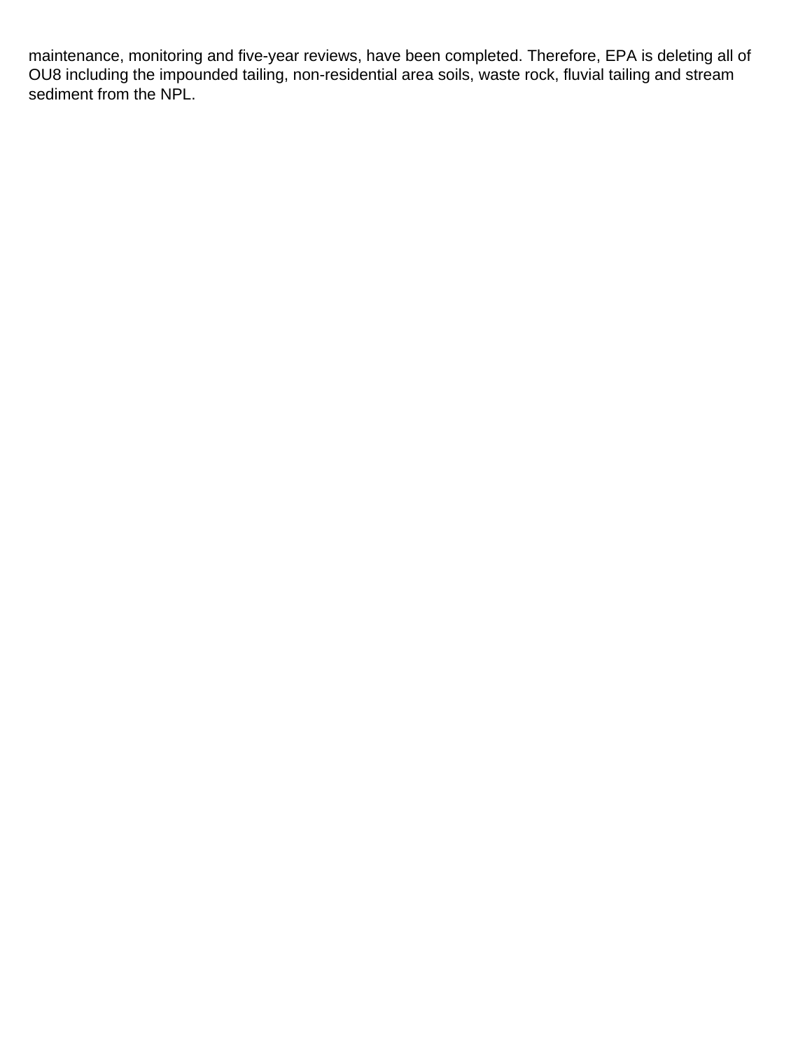maintenance, monitoring and five-year reviews, have been completed. Therefore, EPA is deleting all of OU8 including the impounded tailing, non-residential area soils, waste rock, fluvial tailing and stream sediment from the NPL.